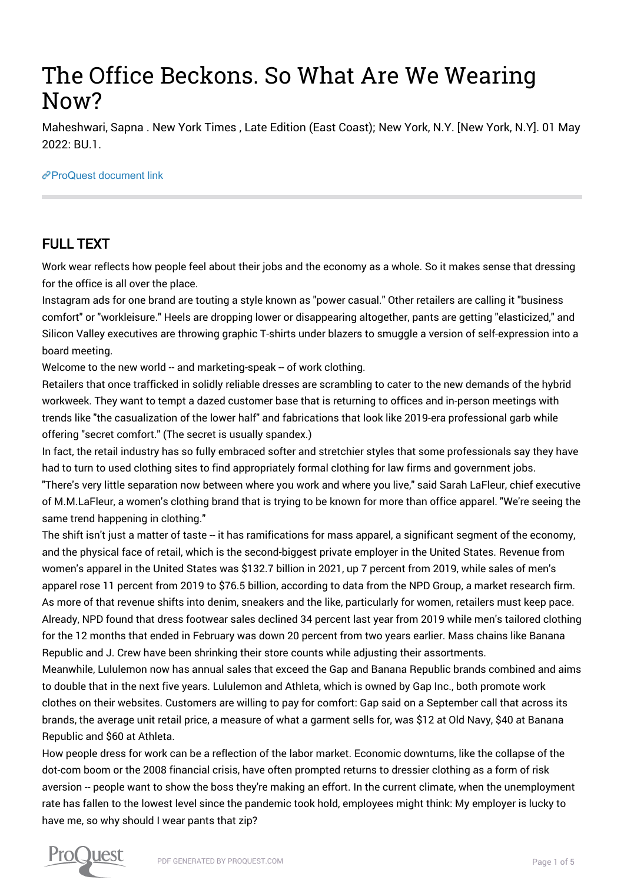# The Office Beckons. So What Are We Wearing Now?

Maheshwari, Sapna . New York Times , Late Edition (East Coast); New York, N.Y. [New York, N.Y]. 01 May 2022: BU.1.

ProQuest document link

## FULL TEXT

Work wear reflects how people feel about their jobs and the economy as a whole. So it makes sense that dressing for the office is all over the place.

Instagram ads for one brand are touting a style known as "power casual." Other retailers are calling it "business comfort" or "workleisure." Heels are dropping lower or disappearing altogether, pants are getting "elasticized," and Silicon Valley executives are throwing graphic T-shirts under blazers to smuggle a version of self-expression into a board meeting.

Welcome to the new world -- and marketing-speak -- of work clothing.

Retailers that once trafficked in solidly reliable dresses are scrambling to cater to the new demands of the hybrid workweek. They want to tempt a dazed customer base that is returning to offices and in-person meetings with trends like "the casualization of the lower half" and fabrications that look like 2019-era professional garb while offering "secret comfort." (The secret is usually spandex.)

In fact, the retail industry has so fully embraced softer and stretchier styles that some professionals say they have had to turn to used clothing sites to find appropriately formal clothing for law firms and government jobs.

"There's very little separation now between where you work and where you live," said Sarah LaFleur, chief executive of M.M.LaFleur, a women's clothing brand that is trying to be known for more than office apparel. "We're seeing the same trend happening in clothing."

The shift isn't just a matter of taste -- it has ramifications for mass apparel, a significant segment of the economy, and the physical face of retail, which is the second-biggest private employer in the United States. Revenue from women's apparel in the United States was $132.7 billion in 2021, up 7 percent from 2019, while sales of men's apparel rose 11 percent from 2019 to $76.5 billion, according to data from the NPD Group, a market research firm. As more of that revenue shifts into denim, sneakers and the like, particularly for women, retailers must keep pace.

Already, NPD found that dress footwear sales declined 34 percent last year from 2019 while men's tailored clothing for the 12 months that ended in February was down 20 percent from two years earlier. Mass chains like Banana Republic and J. Crew have been shrinking their store counts while adjusting their assortments.

Meanwhile, Lululemon now has annual sales that exceed the Gap and Banana Republic brands combined and aims to double that in the next five years. Lululemon and Athleta, which is owned by Gap Inc., both promote work clothes on their websites. Customers are willing to pay for comfort: Gap said on a September call that across its brands, the average unit retail price, a measure of what a garment sells for, was $12 at Old Navy, $40 at Banana Republic and $60 at Athleta.

How people dress for work can be a reflection of the labor market. Economic downturns, like the collapse of the dot-com boom or the 2008 financial crisis, have often prompted returns to dressier clothing as a form of risk aversion -- people want to show the boss they're making an effort. In the current climate, when the unemployment rate has fallen to the lowest level since the pandemic took hold, employees might think: My employer is lucky to have me, so why should I wear pants that zip?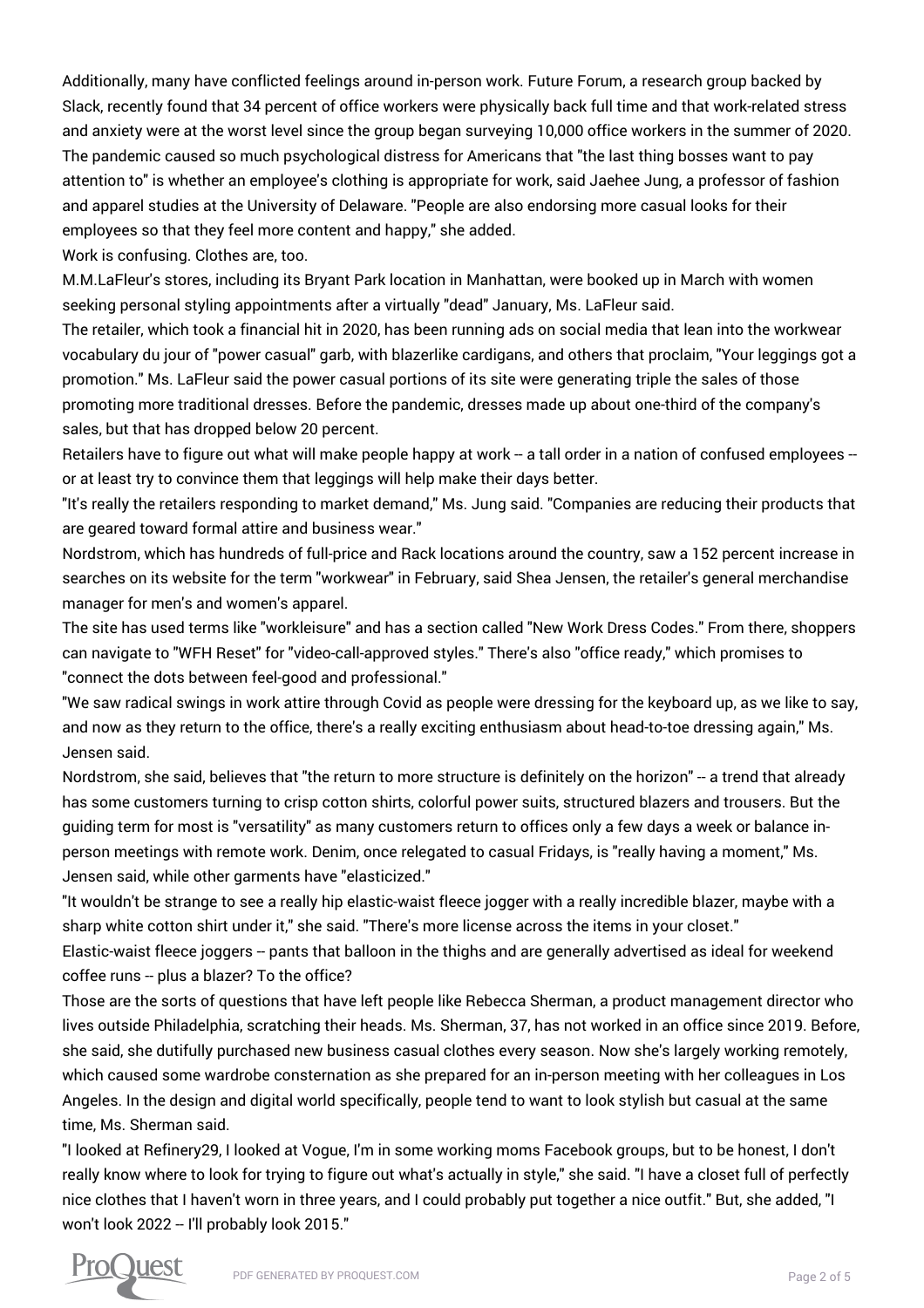Additionally, many have conflicted feelings around in-person work. Future Forum, a research group backed by Slack, recently found that 34 percent of office workers were physically back full time and that work-related stress and anxiety were at the worst level since the group began surveying 10,000 office workers in the summer of 2020.

The pandemic caused so much psychological distress for Americans that "the last thing bosses want to pay attention to" is whether an employee's clothing is appropriate for work, said Jaehee Jung, a professor of fashion and apparel studies at the University of Delaware. "People are also endorsing more casual looks for their employees so that they feel more content and happy," she added.

Work is confusing. Clothes are, too.

M.M.LaFleur's stores, including its Bryant Park location in Manhattan, were booked up in March with women seeking personal styling appointments after a virtually "dead" January, Ms. LaFleur said.

The retailer, which took a financial hit in 2020, has been running ads on social media that lean into the workwear vocabulary du jour of "power casual" garb, with blazerlike cardigans, and others that proclaim, "Your leggings got a promotion." Ms. LaFleur said the power casual portions of its site were generating triple the sales of those promoting more traditional dresses. Before the pandemic, dresses made up about one-third of the company's sales, but that has dropped below 20 percent.

Retailers have to figure out what will make people happy at work -- a tall order in a nation of confused employees -- or at least try to convince them that leggings will help make their days better.

"It's really the retailers responding to market demand," Ms. Jung said. "Companies are reducing their products that are geared toward formal attire and business wear."

Nordstrom, which has hundreds of full-price and Rack locations around the country, saw a 152 percent increase in searches on its website for the term "workwear" in February, said Shea Jensen, the retailer's general merchandise manager for men's and women's apparel.

The site has used terms like "workleisure" and has a section called "New Work Dress Codes." From there, shoppers can navigate to "WFH Reset" for "video-call-approved styles." There's also "office ready," which promises to "connect the dots between feel-good and professional."

"We saw radical swings in work attire through Covid as people were dressing for the keyboard up, as we like to say, and now as they return to the office, there's a really exciting enthusiasm about head-to-toe dressing again," Ms. Jensen said.

Nordstrom, she said, believes that "the return to more structure is definitely on the horizon" -- a trend that already has some customers turning to crisp cotton shirts, colorful power suits, structured blazers and trousers. But the guiding term for most is "versatility" as many customers return to offices only a few days a week or balance in-person meetings with remote work. Denim, once relegated to casual Fridays, is "really having a moment," Ms. Jensen said, while other garments have "elasticized."

"It wouldn't be strange to see a really hip elastic-waist fleece jogger with a really incredible blazer, maybe with a sharp white cotton shirt under it," she said. "There's more license across the items in your closet."

Elastic-waist fleece joggers -- pants that balloon in the thighs and are generally advertised as ideal for weekend coffee runs -- plus a blazer? To the office?

Those are the sorts of questions that have left people like Rebecca Sherman, a product management director who lives outside Philadelphia, scratching their heads. Ms. Sherman, 37, has not worked in an office since 2019. Before, she said, she dutifully purchased new business casual clothes every season. Now she's largely working remotely, which caused some wardrobe consternation as she prepared for an in-person meeting with her colleagues in Los Angeles. In the design and digital world specifically, people tend to want to look stylish but casual at the same time, Ms. Sherman said.

"I looked at Refinery29, I looked at Vogue, I'm in some working moms Facebook groups, but to be honest, I don't really know where to look for trying to figure out what's actually in style," she said. "I have a closet full of perfectly nice clothes that I haven't worn in three years, and I could probably put together a nice outfit." But, she added, "I won't look 2022 -- I'll probably look 2015."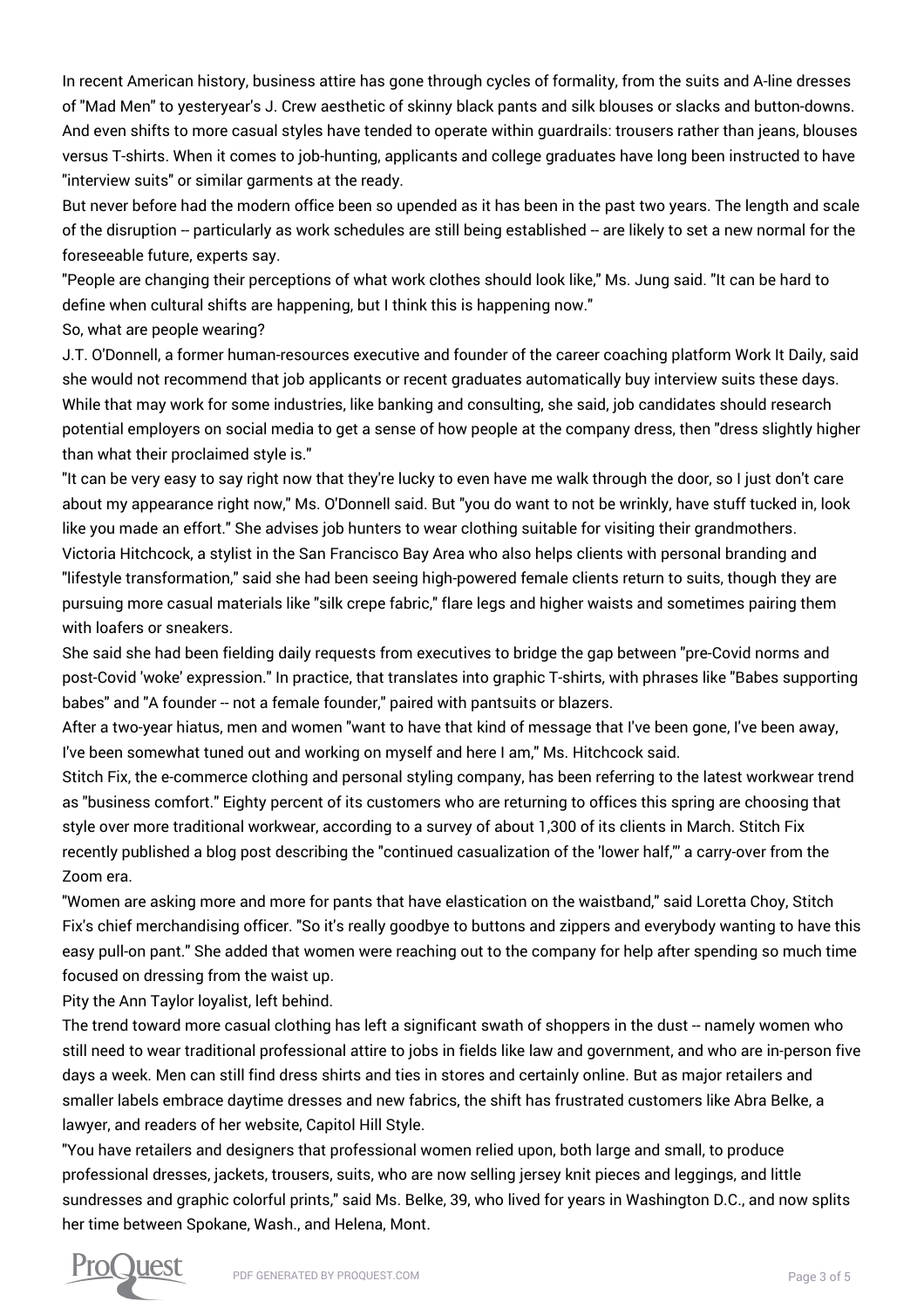In recent American history, business attire has gone through cycles of formality, from the suits and A-line dresses of "Mad Men" to yesteryear's J. Crew aesthetic of skinny black pants and silk blouses or slacks and button-downs. And even shifts to more casual styles have tended to operate within guardrails: trousers rather than jeans, blouses versus T-shirts. When it comes to job-hunting, applicants and college graduates have long been instructed to have "interview suits" or similar garments at the ready.

But never before had the modern office been so upended as it has been in the past two years. The length and scale of the disruption -- particularly as work schedules are still being established -- are likely to set a new normal for the foreseeable future, experts say.

"People are changing their perceptions of what work clothes should look like," Ms. Jung said. "It can be hard to define when cultural shifts are happening, but I think this is happening now."

So, what are people wearing?

J.T. O'Donnell, a former human-resources executive and founder of the career coaching platform Work It Daily, said she would not recommend that job applicants or recent graduates automatically buy interview suits these days. While that may work for some industries, like banking and consulting, she said, job candidates should research potential employers on social media to get a sense of how people at the company dress, then "dress slightly higher than what their proclaimed style is."

"It can be very easy to say right now that they're lucky to even have me walk through the door, so I just don't care about my appearance right now," Ms. O'Donnell said. But "you do want to not be wrinkly, have stuff tucked in, look like you made an effort." She advises job hunters to wear clothing suitable for visiting their grandmothers.

Victoria Hitchcock, a stylist in the San Francisco Bay Area who also helps clients with personal branding and "lifestyle transformation," said she had been seeing high-powered female clients return to suits, though they are pursuing more casual materials like "silk crepe fabric," flare legs and higher waists and sometimes pairing them with loafers or sneakers.

She said she had been fielding daily requests from executives to bridge the gap between "pre-Covid norms and post-Covid 'woke' expression." In practice, that translates into graphic T-shirts, with phrases like "Babes supporting babes" and "A founder -- not a female founder," paired with pantsuits or blazers.

After a two-year hiatus, men and women "want to have that kind of message that I've been gone, I've been away, I've been somewhat tuned out and working on myself and here I am," Ms. Hitchcock said.

Stitch Fix, the e-commerce clothing and personal styling company, has been referring to the latest workwear trend as "business comfort." Eighty percent of its customers who are returning to offices this spring are choosing that style over more traditional workwear, according to a survey of about 1,300 of its clients in March. Stitch Fix recently published a blog post describing the "continued casualization of the 'lower half,'" a carry-over from the Zoom era.

"Women are asking more and more for pants that have elastication on the waistband," said Loretta Choy, Stitch Fix's chief merchandising officer. "So it's really goodbye to buttons and zippers and everybody wanting to have this easy pull-on pant." She added that women were reaching out to the company for help after spending so much time focused on dressing from the waist up.

Pity the Ann Taylor loyalist, left behind.

The trend toward more casual clothing has left a significant swath of shoppers in the dust -- namely women who still need to wear traditional professional attire to jobs in fields like law and government, and who are in-person five days a week. Men can still find dress shirts and ties in stores and certainly online. But as major retailers and smaller labels embrace daytime dresses and new fabrics, the shift has frustrated customers like Abra Belke, a lawyer, and readers of her website, Capitol Hill Style.

"You have retailers and designers that professional women relied upon, both large and small, to produce professional dresses, jackets, trousers, suits, who are now selling jersey knit pieces and leggings, and little sundresses and graphic colorful prints," said Ms. Belke, 39, who lived for years in Washington D.C., and now splits her time between Spokane, Wash., and Helena, Mont.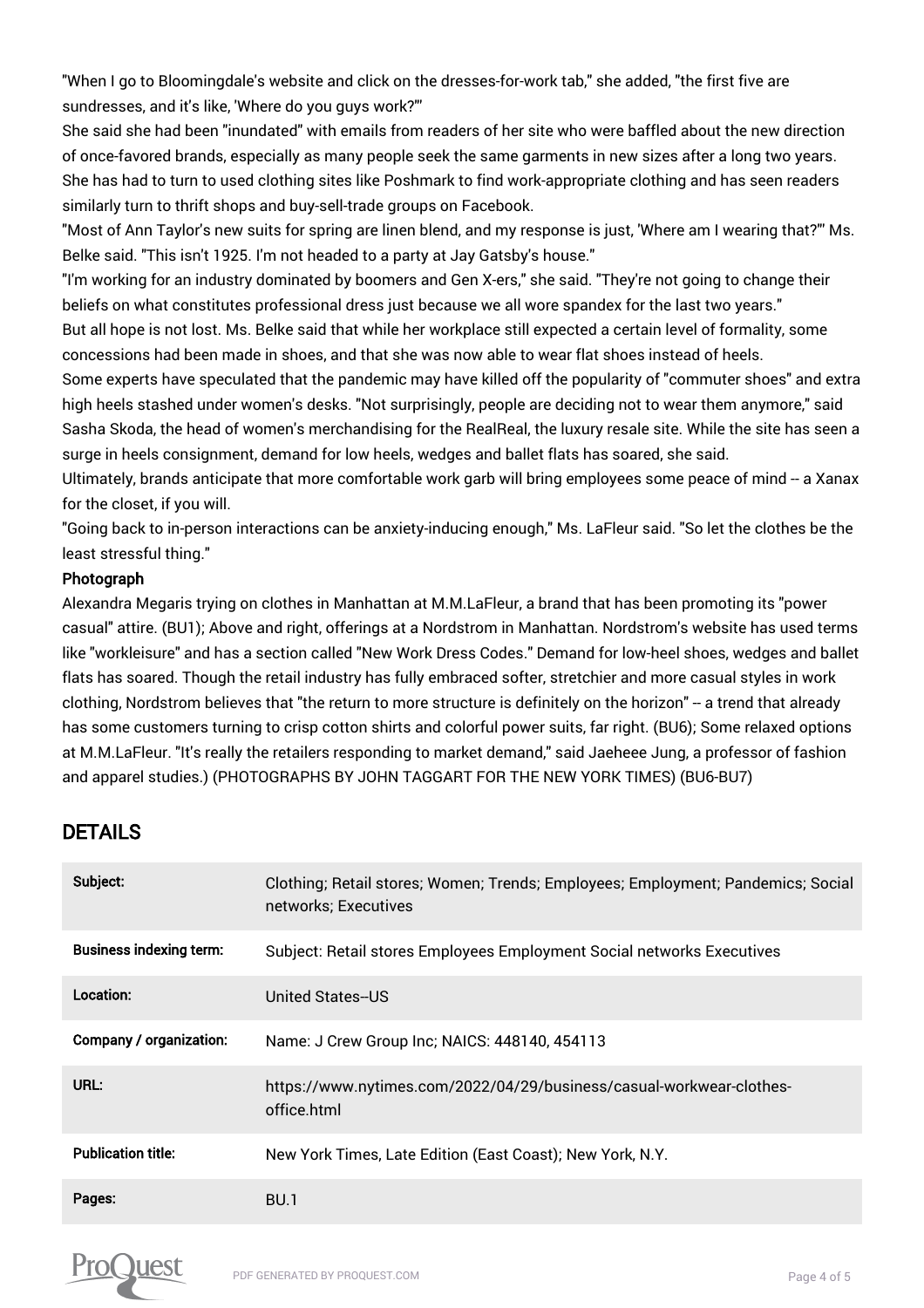"When I go to Bloomingdale's website and click on the dresses-for-work tab," she added, "the first five are sundresses, and it's like, 'Where do you guys work?'"

She said she had been "inundated" with emails from readers of her site who were baffled about the new direction of once-favored brands, especially as many people seek the same garments in new sizes after a long two years. She has had to turn to used clothing sites like Poshmark to find work-appropriate clothing and has seen readers similarly turn to thrift shops and buy-sell-trade groups on Facebook.

"Most of Ann Taylor's new suits for spring are linen blend, and my response is just, 'Where am I wearing that?'" Ms. Belke said. "This isn't 1925. I'm not headed to a party at Jay Gatsby's house."

"I'm working for an industry dominated by boomers and Gen X-ers," she said. "They're not going to change their beliefs on what constitutes professional dress just because we all wore spandex for the last two years."

But all hope is not lost. Ms. Belke said that while her workplace still expected a certain level of formality, some concessions had been made in shoes, and that she was now able to wear flat shoes instead of heels.

Some experts have speculated that the pandemic may have killed off the popularity of "commuter shoes" and extra high heels stashed under women's desks. "Not surprisingly, people are deciding not to wear them anymore," said Sasha Skoda, the head of women's merchandising for the RealReal, the luxury resale site. While the site has seen a surge in heels consignment, demand for low heels, wedges and ballet flats has soared, she said.

Ultimately, brands anticipate that more comfortable work garb will bring employees some peace of mind -- a Xanax for the closet, if you will.

"Going back to in-person interactions can be anxiety-inducing enough," Ms. LaFleur said. "So let the clothes be the least stressful thing."

**Photograph**

Alexandra Megaris trying on clothes in Manhattan at M.M.LaFleur, a brand that has been promoting its "power casual" attire. (BU1); Above and right, offerings at a Nordstrom in Manhattan. Nordstrom's website has used terms like "workleisure" and has a section called "New Work Dress Codes." Demand for low-heel shoes, wedges and ballet flats has soared. Though the retail industry has fully embraced softer, stretchier and more casual styles in work clothing, Nordstrom believes that "the return to more structure is definitely on the horizon" -- a trend that already has some customers turning to crisp cotton shirts and colorful power suits, far right. (BU6); Some relaxed options at M.M.LaFleur. "It's really the retailers responding to market demand," said Jaeheee Jung, a professor of fashion and apparel studies.) (PHOTOGRAPHS BY JOHN TAGGART FOR THE NEW YORK TIMES) (BU6-BU7)

## DETAILS

| | |
|---|---|
| **Subject:** | Clothing; Retail stores; Women; Trends; Employees; Employment; Pandemics; Social networks; Executives |
| **Business indexing term:** | Subject: Retail stores Employees Employment Social networks Executives |
| **Location:** | United States--US |
| **Company / organization:** | Name: J Crew Group Inc; NAICS: 448140, 454113 |
| **URL:** | https://www.nytimes.com/2022/04/29/business/casual-workwear-clothes-office.html |
| **Publication title:** | New York Times, Late Edition (East Coast); New York, N.Y. |
| **Pages:** | BU.1 |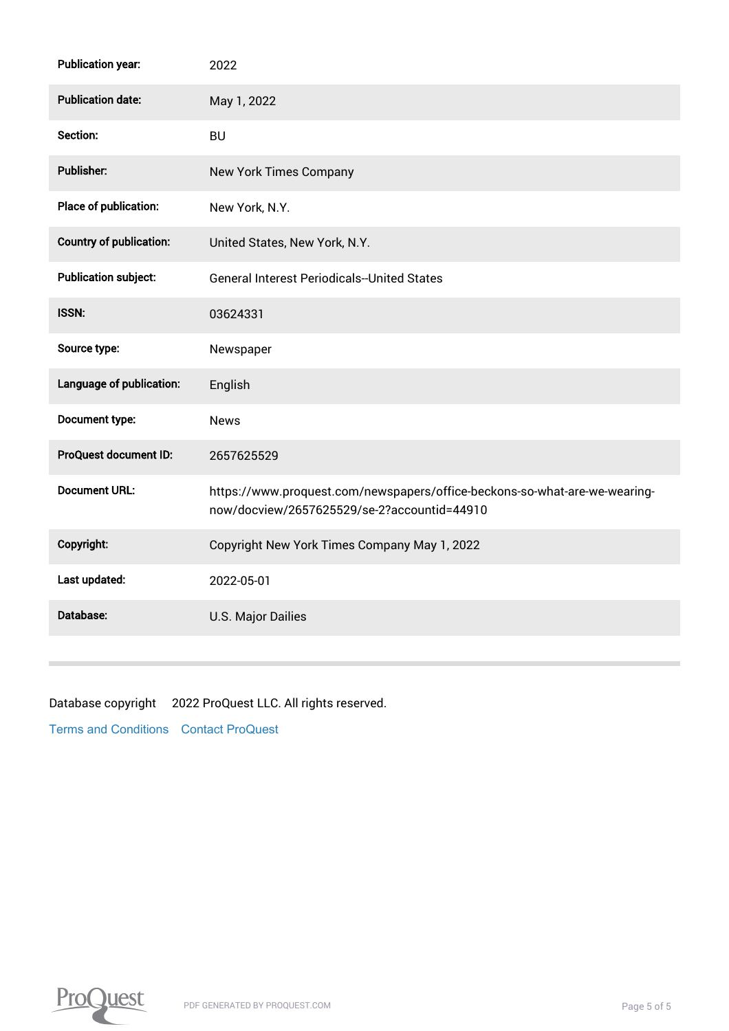| | |
|---|---|
| **Publication year:** | 2022 |
| **Publication date:** | May 1, 2022 |
| **Section:** | BU |
| **Publisher:** | New York Times Company |
| **Place of publication:** | New York, N.Y. |
| **Country of publication:** | United States, New York, N.Y. |
| **Publication subject:** | General Interest Periodicals--United States |
| **ISSN:** | 03624331 |
| **Source type:** | Newspaper |
| **Language of publication:** | English |
| **Document type:** | News |
| **ProQuest document ID:** | 2657625529 |
| **Document URL:** | https://www.proquest.com/newspapers/office-beckons-so-what-are-we-wearing-now/docview/2657625529/se-2?accountid=44910 |
| **Copyright:** | Copyright New York Times Company May 1, 2022 |
| **Last updated:** | 2022-05-01 |
| **Database:** | U.S. Major Dailies |

Database copyright 2022 ProQuest LLC. All rights reserved.

Terms and Conditions Contact ProQuest